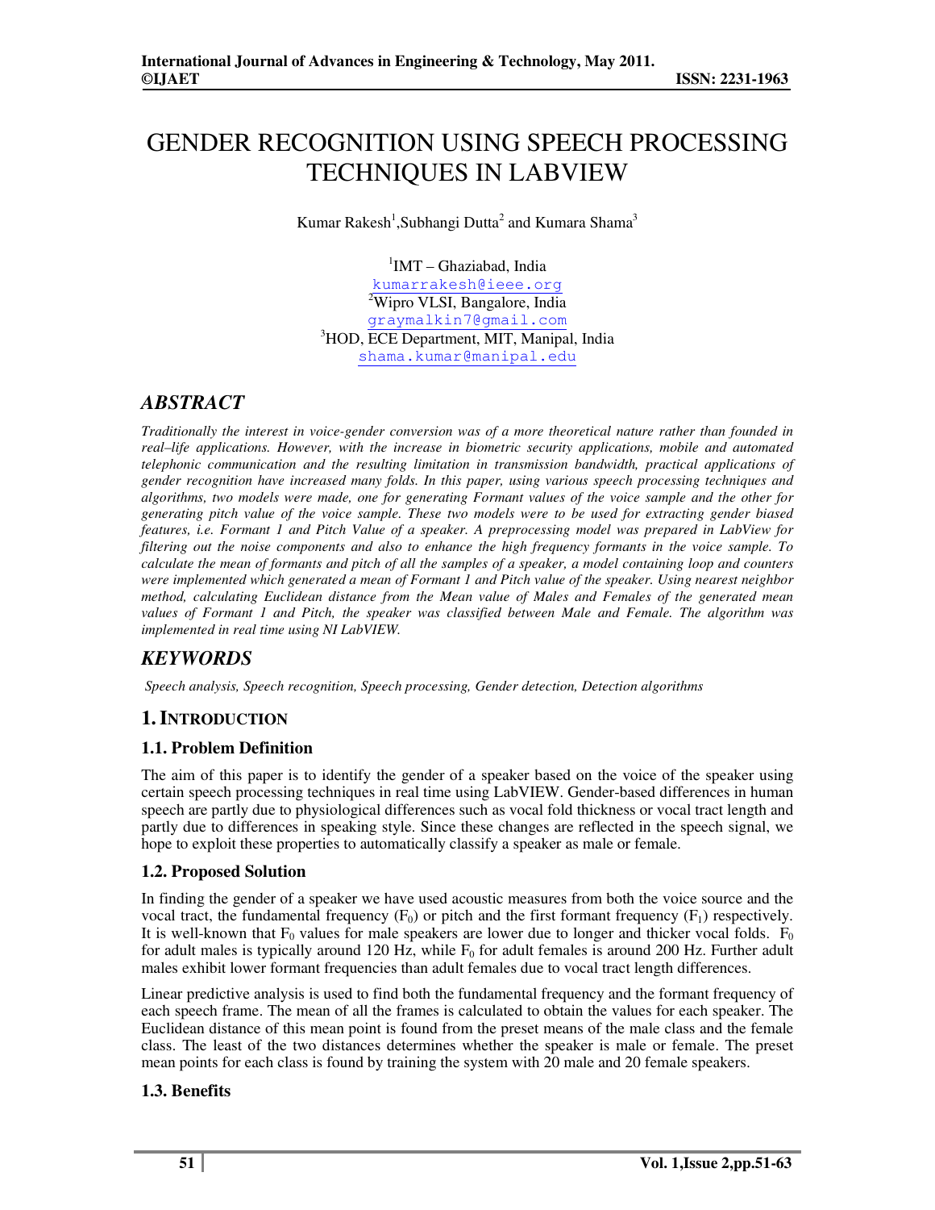# GENDER RECOGNITION USING SPEECH PROCESSING TECHNIQUES IN LABVIEW

Kumar Rakesh[1], Subhangi Dutta[2] and Kumara Shama[3]

[1]IMT – Ghaziabad, India
kumarrakesh@ieee.org
[2]Wipro VLSI, Bangalore, India
graymalkin7@gmail.com
[3]HOD, ECE Department, MIT, Manipal, India
shama.kumar@manipal.edu

## ABSTRACT

*Traditionally the interest in voice-gender conversion was of a more theoretical nature rather than founded in real–life applications. However, with the increase in biometric security applications, mobile and automated telephonic communication and the resulting limitation in transmission bandwidth, practical applications of gender recognition have increased many folds. In this paper, using various speech processing techniques and algorithms, two models were made, one for generating Formant values of the voice sample and the other for generating pitch value of the voice sample. These two models were to be used for extracting gender biased features, i.e. Formant 1 and Pitch Value of a speaker. A preprocessing model was prepared in LabView for filtering out the noise components and also to enhance the high frequency formants in the voice sample. To calculate the mean of formants and pitch of all the samples of a speaker, a model containing loop and counters were implemented which generated a mean of Formant 1 and Pitch value of the speaker. Using nearest neighbor method, calculating Euclidean distance from the Mean value of Males and Females of the generated mean values of Formant 1 and Pitch, the speaker was classified between Male and Female. The algorithm was implemented in real time using NI LabVIEW.*

## KEYWORDS

*Speech analysis, Speech recognition, Speech processing, Gender detection, Detection algorithms*

## 1. INTRODUCTION

### 1.1. Problem Definition

The aim of this paper is to identify the gender of a speaker based on the voice of the speaker using certain speech processing techniques in real time using LabVIEW. Gender-based differences in human speech are partly due to physiological differences such as vocal fold thickness or vocal tract length and partly due to differences in speaking style. Since these changes are reflected in the speech signal, we hope to exploit these properties to automatically classify a speaker as male or female.

### 1.2. Proposed Solution

In finding the gender of a speaker we have used acoustic measures from both the voice source and the vocal tract, the fundamental frequency ($F_0$) or pitch and the first formant frequency ($F_1$) respectively. It is well-known that $F_0$ values for male speakers are lower due to longer and thicker vocal folds. $F_0$ for adult males is typically around 120 Hz, while $F_0$ for adult females is around 200 Hz. Further adult males exhibit lower formant frequencies than adult females due to vocal tract length differences.

Linear predictive analysis is used to find both the fundamental frequency and the formant frequency of each speech frame. The mean of all the frames is calculated to obtain the values for each speaker. The Euclidean distance of this mean point is found from the preset means of the male class and the female class. The least of the two distances determines whether the speaker is male or female. The preset mean points for each class is found by training the system with 20 male and 20 female speakers.

### 1.3. Benefits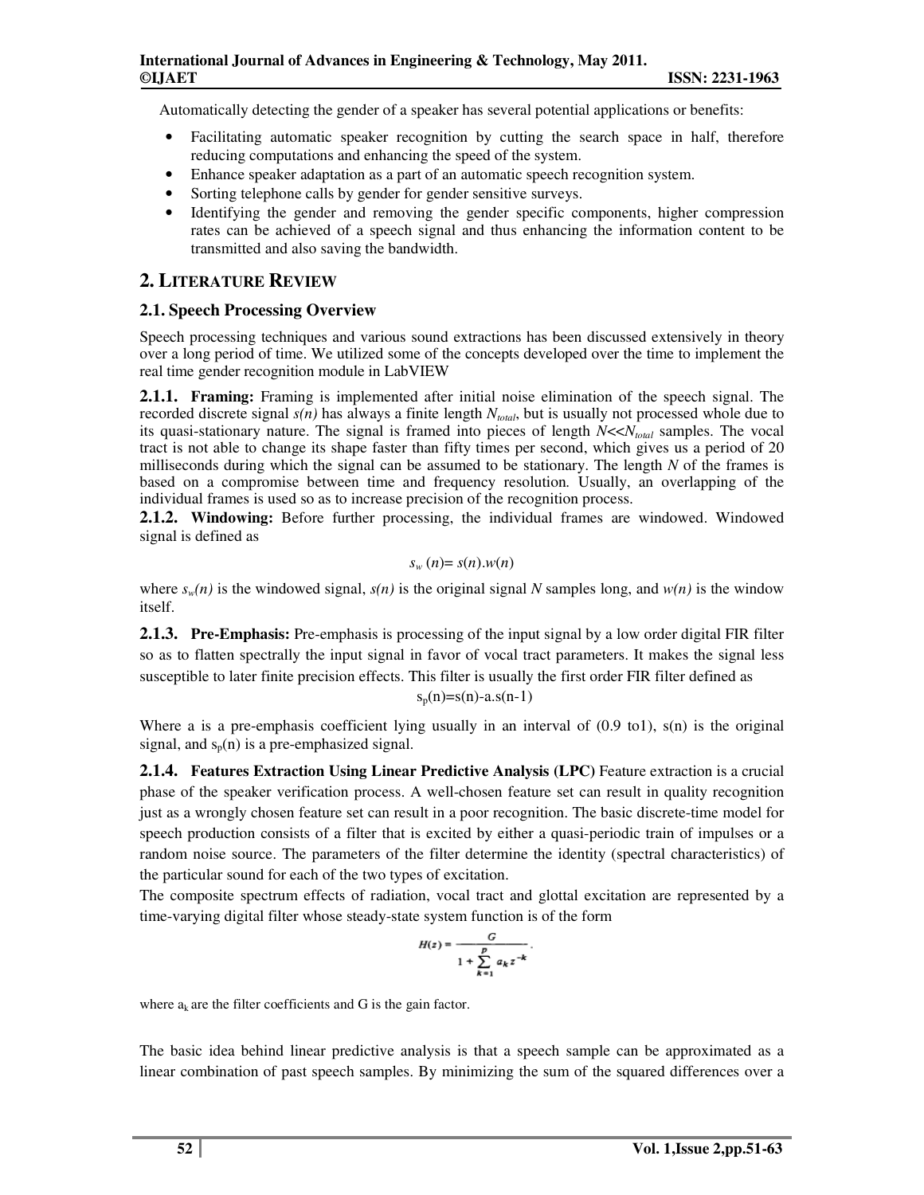Automatically detecting the gender of a speaker has several potential applications or benefits:

- Facilitating automatic speaker recognition by cutting the search space in half, therefore reducing computations and enhancing the speed of the system.
- Enhance speaker adaptation as a part of an automatic speech recognition system.
- Sorting telephone calls by gender for gender sensitive surveys.
- Identifying the gender and removing the gender specific components, higher compression rates can be achieved of a speech signal and thus enhancing the information content to be transmitted and also saving the bandwidth.

## 2. Literature Review

### 2.1. Speech Processing Overview

Speech processing techniques and various sound extractions has been discussed extensively in theory over a long period of time. We utilized some of the concepts developed over the time to implement the real time gender recognition module in LabVIEW

**2.1.1. Framing:** Framing is implemented after initial noise elimination of the speech signal. The recorded discrete signal $s(n)$ has always a finite length $N_{total}$, but is usually not processed whole due to its quasi-stationary nature. The signal is framed into pieces of length $N<<N_{total}$ samples. The vocal tract is not able to change its shape faster than fifty times per second, which gives us a period of 20 milliseconds during which the signal can be assumed to be stationary. The length $N$ of the frames is based on a compromise between time and frequency resolution. Usually, an overlapping of the individual frames is used so as to increase precision of the recognition process.

**2.1.2. Windowing:** Before further processing, the individual frames are windowed. Windowed signal is defined as

$$s_w(n) = s(n).w(n)$$

where $s_w(n)$ is the windowed signal, $s(n)$ is the original signal $N$ samples long, and $w(n)$ is the window itself.

**2.1.3. Pre-Emphasis:** Pre-emphasis is processing of the input signal by a low order digital FIR filter so as to flatten spectrally the input signal in favor of vocal tract parameters. It makes the signal less susceptible to later finite precision effects. This filter is usually the first order FIR filter defined as

$$s_p(n)=s(n)-a.s(n-1)$$

Where a is a pre-emphasis coefficient lying usually in an interval of (0.9 to1), s(n) is the original signal, and $s_p(n)$ is a pre-emphasized signal.

**2.1.4. Features Extraction Using Linear Predictive Analysis (LPC)** Feature extraction is a crucial phase of the speaker verification process. A well-chosen feature set can result in quality recognition just as a wrongly chosen feature set can result in a poor recognition. The basic discrete-time model for speech production consists of a filter that is excited by either a quasi-periodic train of impulses or a random noise source. The parameters of the filter determine the identity (spectral characteristics) of the particular sound for each of the two types of excitation.

The composite spectrum effects of radiation, vocal tract and glottal excitation are represented by a time-varying digital filter whose steady-state system function is of the form

$$H(z) = \frac{G}{1 + \sum_{k=1}^{p} a_k z^{-k}}.$$

where $a_k$ are the filter coefficients and G is the gain factor.

The basic idea behind linear predictive analysis is that a speech sample can be approximated as a linear combination of past speech samples. By minimizing the sum of the squared differences over a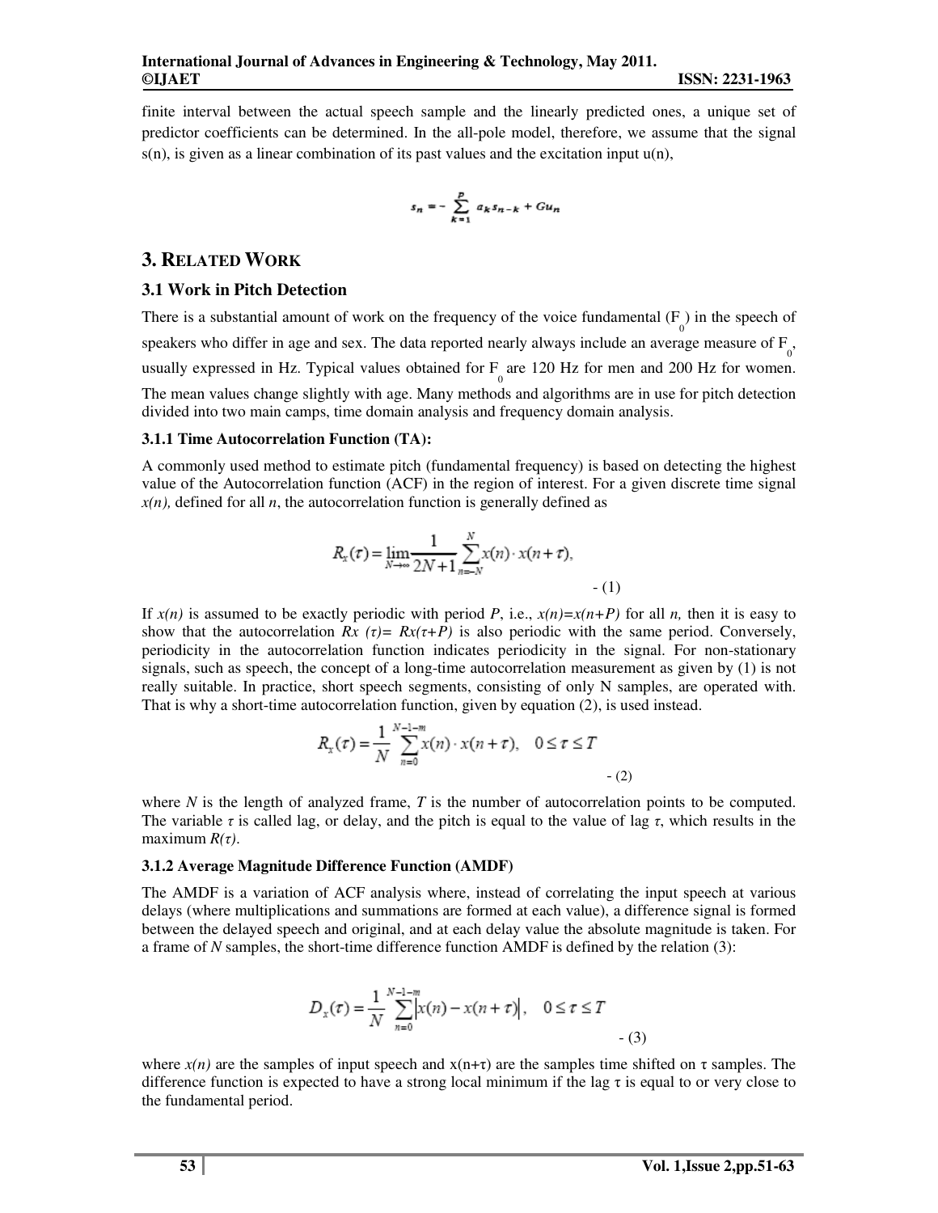finite interval between the actual speech sample and the linearly predicted ones, a unique set of predictor coefficients can be determined. In the all-pole model, therefore, we assume that the signal s(n), is given as a linear combination of its past values and the excitation input u(n),

$$s_n = -\sum_{k=1}^{p} a_k s_{n-k} + G u_n$$

## 3. RELATED WORK

### 3.1 Work in Pitch Detection

There is a substantial amount of work on the frequency of the voice fundamental ($F_0$) in the speech of speakers who differ in age and sex. The data reported nearly always include an average measure of $F_0$, usually expressed in Hz. Typical values obtained for $F_0$ are 120 Hz for men and 200 Hz for women. The mean values change slightly with age. Many methods and algorithms are in use for pitch detection divided into two main camps, time domain analysis and frequency domain analysis.

#### 3.1.1 Time Autocorrelation Function (TA):

A commonly used method to estimate pitch (fundamental frequency) is based on detecting the highest value of the Autocorrelation function (ACF) in the region of interest. For a given discrete time signal *x(n),* defined for all *n*, the autocorrelation function is generally defined as

$$R_x(\tau) = \lim_{N \to \infty} \frac{1}{2N+1} \sum_{n=-N}^{N} x(n) \cdot x(n+\tau), \quad - (1)$$

If *x(n)* is assumed to be exactly periodic with period *P*, i.e., $x(n)=x(n+P)$ for all *n,* then it is easy to show that the autocorrelation $Rx(\tau)= Rx(\tau+P)$ is also periodic with the same period. Conversely, periodicity in the autocorrelation function indicates periodicity in the signal. For non-stationary signals, such as speech, the concept of a long-time autocorrelation measurement as given by (1) is not really suitable. In practice, short speech segments, consisting of only N samples, are operated with. That is why a short-time autocorrelation function, given by equation (2), is used instead.

$$R_x(\tau) = \frac{1}{N} \sum_{n=0}^{N-1-m} x(n) \cdot x(n+\tau), \quad 0 \le \tau \le T \quad - (2)$$

where *N* is the length of analyzed frame, *T* is the number of autocorrelation points to be computed. The variable $\tau$ is called lag, or delay, and the pitch is equal to the value of lag $\tau$, which results in the maximum $R(\tau)$.

#### 3.1.2 Average Magnitude Difference Function (AMDF)

The AMDF is a variation of ACF analysis where, instead of correlating the input speech at various delays (where multiplications and summations are formed at each value), a difference signal is formed between the delayed speech and original, and at each delay value the absolute magnitude is taken. For a frame of *N* samples, the short-time difference function AMDF is defined by the relation (3):

$$D_x(\tau) = \frac{1}{N} \sum_{n=0}^{N-1-m} \left| x(n) - x(n+\tau) \right|, \quad 0 \le \tau \le T \quad - (3)$$

where *x(n)* are the samples of input speech and $x(n+\tau)$ are the samples time shifted on $\tau$ samples. The difference function is expected to have a strong local minimum if the lag $\tau$ is equal to or very close to the fundamental period.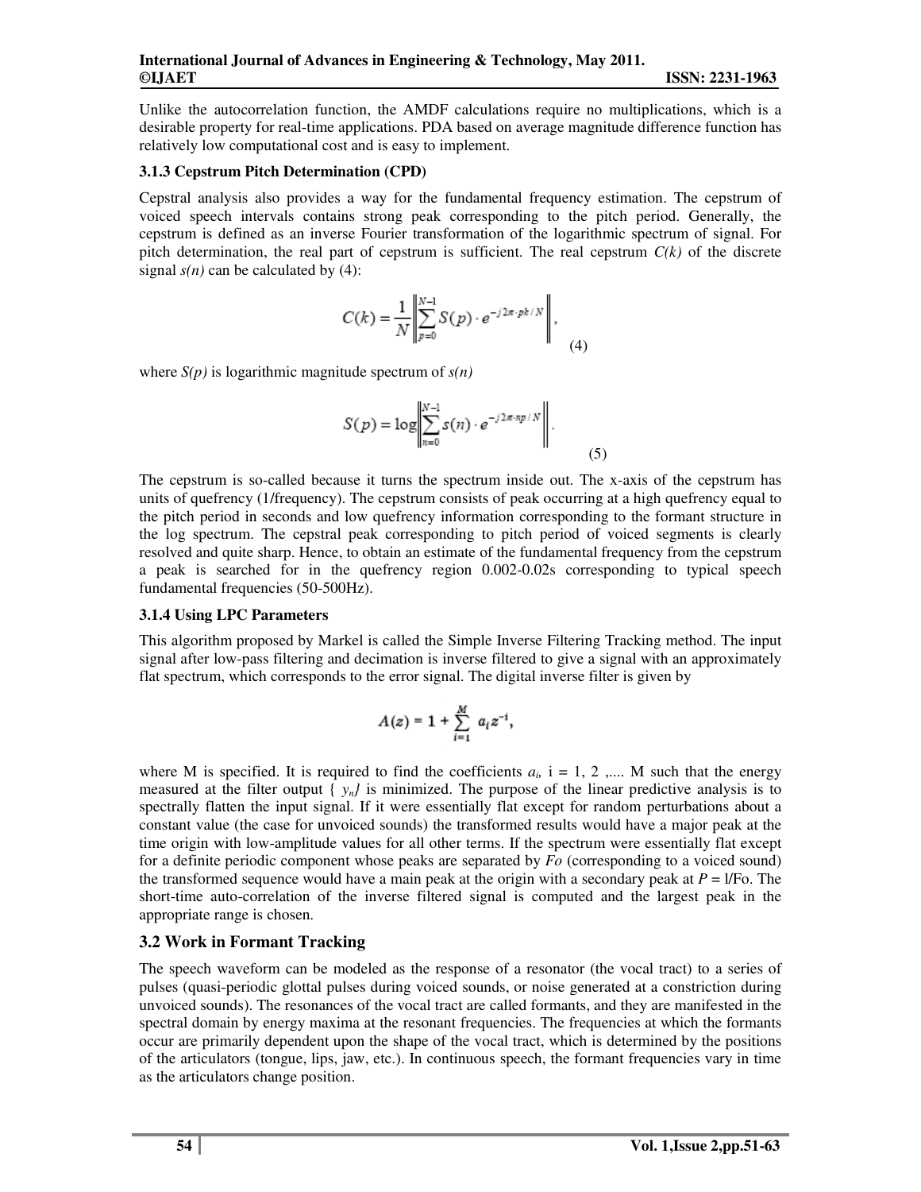Unlike the autocorrelation function, the AMDF calculations require no multiplications, which is a desirable property for real-time applications. PDA based on average magnitude difference function has relatively low computational cost and is easy to implement.

#### 3.1.3 Cepstrum Pitch Determination (CPD)

Cepstral analysis also provides a way for the fundamental frequency estimation. The cepstrum of voiced speech intervals contains strong peak corresponding to the pitch period. Generally, the cepstrum is defined as an inverse Fourier transformation of the logarithmic spectrum of signal. For pitch determination, the real part of cepstrum is sufficient. The real cepstrum $C(k)$ of the discrete signal $s(n)$ can be calculated by (4):

$$C(k) = \frac{1}{N} \left\| \sum_{p=0}^{N-1} S(p) \cdot e^{-j2\pi \cdot pk/N} \right\|, \tag{4}$$

where $S(p)$ is logarithmic magnitude spectrum of $s(n)$

$$S(p) = \log \left\| \sum_{n=0}^{N-1} s(n) \cdot e^{-j2\pi \cdot np/N} \right\|. \tag{5}$$

The cepstrum is so-called because it turns the spectrum inside out. The x-axis of the cepstrum has units of quefrency (1/frequency). The cepstrum consists of peak occurring at a high quefrency equal to the pitch period in seconds and low quefrency information corresponding to the formant structure in the log spectrum. The cepstral peak corresponding to pitch period of voiced segments is clearly resolved and quite sharp. Hence, to obtain an estimate of the fundamental frequency from the cepstrum a peak is searched for in the quefrency region 0.002-0.02s corresponding to typical speech fundamental frequencies (50-500Hz).

#### 3.1.4 Using LPC Parameters

This algorithm proposed by Markel is called the Simple Inverse Filtering Tracking method. The input signal after low-pass filtering and decimation is inverse filtered to give a signal with an approximately flat spectrum, which corresponds to the error signal. The digital inverse filter is given by

$$A(z) = 1 + \sum_{i=1}^{M} a_i z^{-i},$$

where M is specified. It is required to find the coefficients $a_i$, i = 1, 2 ,.... M such that the energy measured at the filter output { $y_n$} is minimized. The purpose of the linear predictive analysis is to spectrally flatten the input signal. If it were essentially flat except for random perturbations about a constant value (the case for unvoiced sounds) the transformed results would have a major peak at the time origin with low-amplitude values for all other terms. If the spectrum were essentially flat except for a definite periodic component whose peaks are separated by *Fo* (corresponding to a voiced sound) the transformed sequence would have a main peak at the origin with a secondary peak at $P$ = l/Fo. The short-time auto-correlation of the inverse filtered signal is computed and the largest peak in the appropriate range is chosen.

### 3.2 Work in Formant Tracking

The speech waveform can be modeled as the response of a resonator (the vocal tract) to a series of pulses (quasi-periodic glottal pulses during voiced sounds, or noise generated at a constriction during unvoiced sounds). The resonances of the vocal tract are called formants, and they are manifested in the spectral domain by energy maxima at the resonant frequencies. The frequencies at which the formants occur are primarily dependent upon the shape of the vocal tract, which is determined by the positions of the articulators (tongue, lips, jaw, etc.). In continuous speech, the formant frequencies vary in time as the articulators change position.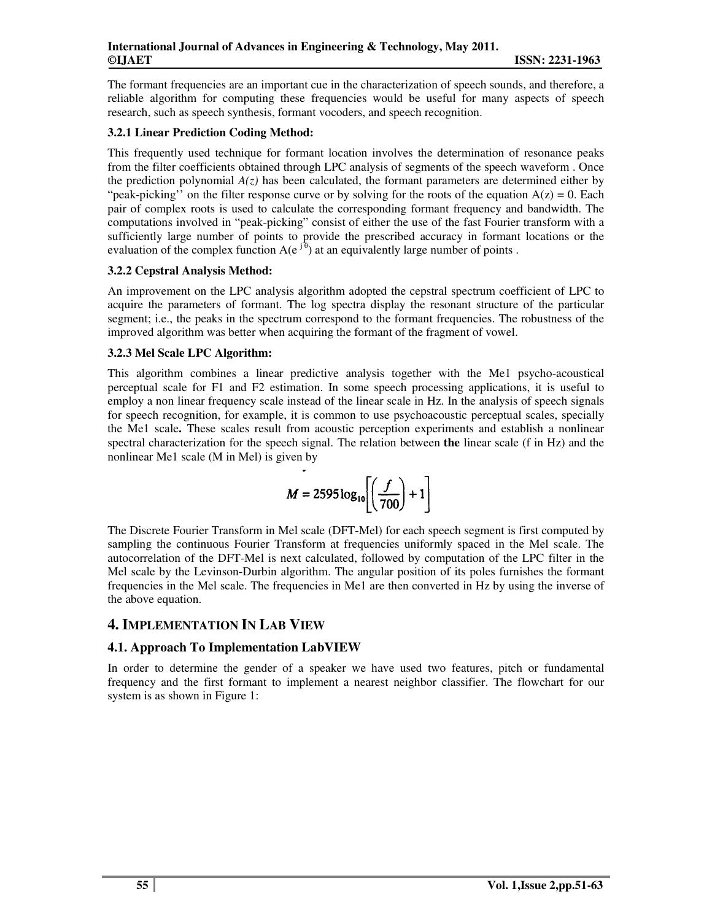The formant frequencies are an important cue in the characterization of speech sounds, and therefore, a reliable algorithm for computing these frequencies would be useful for many aspects of speech research, such as speech synthesis, formant vocoders, and speech recognition.

#### 3.2.1 Linear Prediction Coding Method:

This frequently used technique for formant location involves the determination of resonance peaks from the filter coefficients obtained through LPC analysis of segments of the speech waveform . Once the prediction polynomial *A(z)* has been calculated, the formant parameters are determined either by "peak-picking'' on the filter response curve or by solving for the roots of the equation $A(z) = 0$. Each pair of complex roots is used to calculate the corresponding formant frequency and bandwidth. The computations involved in "peak-picking" consist of either the use of the fast Fourier transform with a sufficiently large number of points to provide the prescribed accuracy in formant locations or the evaluation of the complex function $A(e^{j\theta})$ at an equivalently large number of points .

#### 3.2.2 Cepstral Analysis Method:

An improvement on the LPC analysis algorithm adopted the cepstral spectrum coefficient of LPC to acquire the parameters of formant. The log spectra display the resonant structure of the particular segment; i.e., the peaks in the spectrum correspond to the formant frequencies. The robustness of the improved algorithm was better when acquiring the formant of the fragment of vowel.

#### 3.2.3 Mel Scale LPC Algorithm:

This algorithm combines a linear predictive analysis together with the Me1 psycho-acoustical perceptual scale for F1 and F2 estimation. In some speech processing applications, it is useful to employ a non linear frequency scale instead of the linear scale in Hz. In the analysis of speech signals for speech recognition, for example, it is common to use psychoacoustic perceptual scales, specially the Me1 scale**.** These scales result from acoustic perception experiments and establish a nonlinear spectral characterization for the speech signal. The relation between **the** linear scale (f in Hz) and the nonlinear Me1 scale (M in Mel) is given by

$$M = 2595\log_{10}\left[\left(\frac{f}{700}\right)+1\right]$$

The Discrete Fourier Transform in Mel scale (DFT-Mel) for each speech segment is first computed by sampling the continuous Fourier Transform at frequencies uniformly spaced in the Mel scale. The autocorrelation of the DFT-Mel is next calculated, followed by computation of the LPC filter in the Mel scale by the Levinson-Durbin algorithm. The angular position of its poles furnishes the formant frequencies in the Mel scale. The frequencies in Me1 are then converted in Hz by using the inverse of the above equation.

## 4. Implementation In Lab View

### 4.1. Approach To Implementation LabVIEW

In order to determine the gender of a speaker we have used two features, pitch or fundamental frequency and the first formant to implement a nearest neighbor classifier. The flowchart for our system is as shown in Figure 1: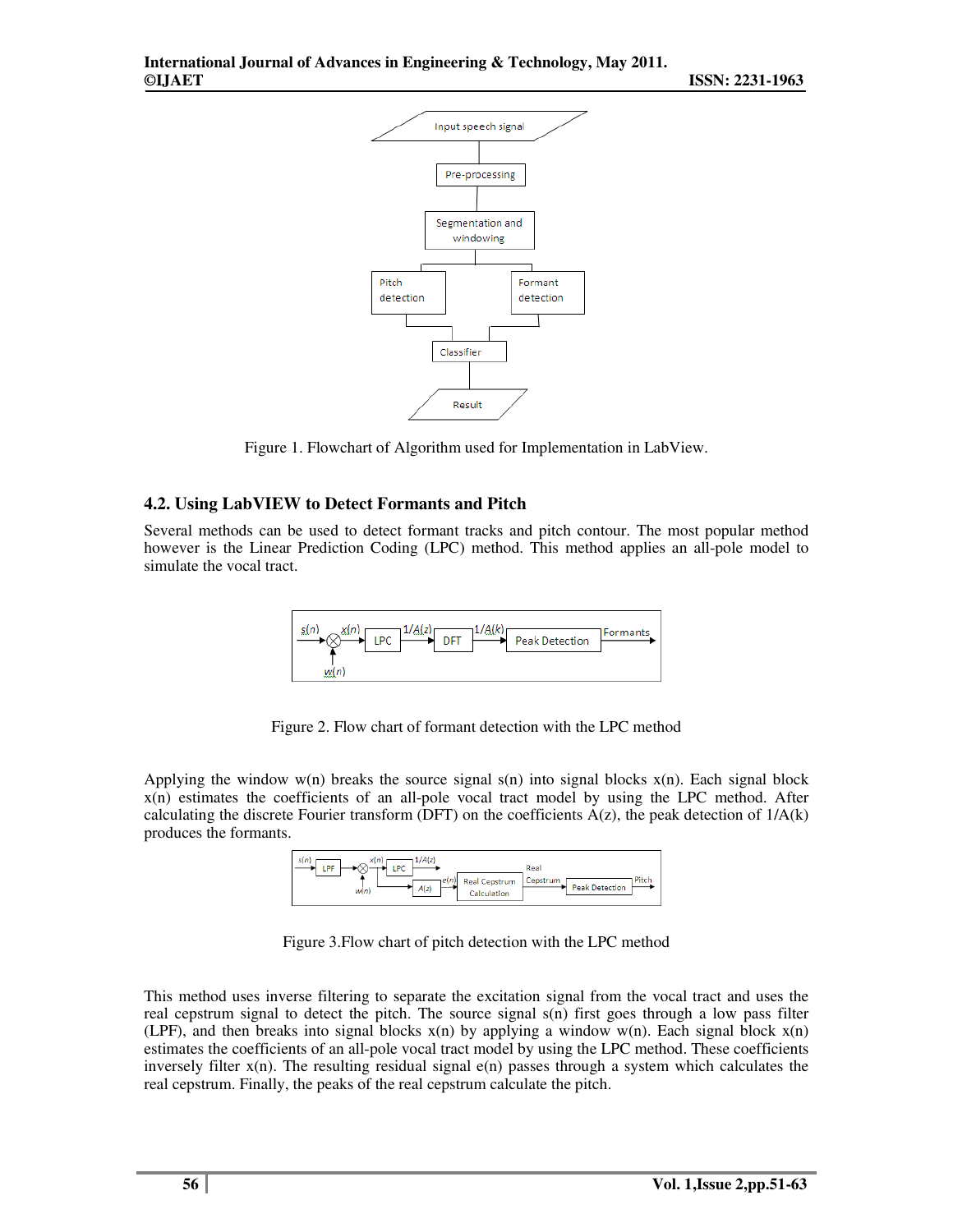Figure 1. Flowchart of Algorithm used for Implementation in LabView.

### 4.2. Using LabVIEW to Detect Formants and Pitch

Several methods can be used to detect formant tracks and pitch contour. The most popular method however is the Linear Prediction Coding (LPC) method. This method applies an all-pole model to simulate the vocal tract.

Figure 2. Flow chart of formant detection with the LPC method

Applying the window w(n) breaks the source signal s(n) into signal blocks x(n). Each signal block x(n) estimates the coefficients of an all-pole vocal tract model by using the LPC method. After calculating the discrete Fourier transform (DFT) on the coefficients A(z), the peak detection of 1/A(k) produces the formants.

Figure 3.Flow chart of pitch detection with the LPC method

This method uses inverse filtering to separate the excitation signal from the vocal tract and uses the real cepstrum signal to detect the pitch. The source signal s(n) first goes through a low pass filter (LPF), and then breaks into signal blocks x(n) by applying a window w(n). Each signal block x(n) estimates the coefficients of an all-pole vocal tract model by using the LPC method. These coefficients inversely filter x(n). The resulting residual signal e(n) passes through a system which calculates the real cepstrum. Finally, the peaks of the real cepstrum calculate the pitch.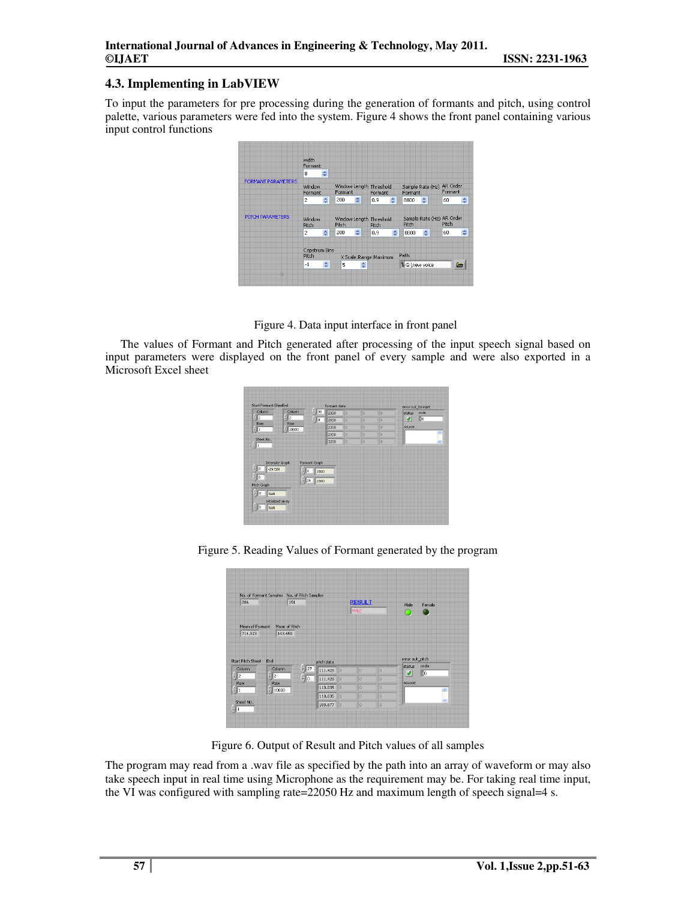### 4.3. Implementing in LabVIEW

To input the parameters for pre processing during the generation of formants and pitch, using control palette, various parameters were fed into the system. Figure 4 shows the front panel containing various input control functions

Figure 4. Data input interface in front panel

The values of Formant and Pitch generated after processing of the input speech signal based on input parameters were displayed on the front panel of every sample and were also exported in a Microsoft Excel sheet

Figure 5. Reading Values of Formant generated by the program

Figure 6. Output of Result and Pitch values of all samples

The program may read from a .wav file as specified by the path into an array of waveform or may also take speech input in real time using Microphone as the requirement may be. For taking real time input, the VI was configured with sampling rate=22050 Hz and maximum length of speech signal=4 s.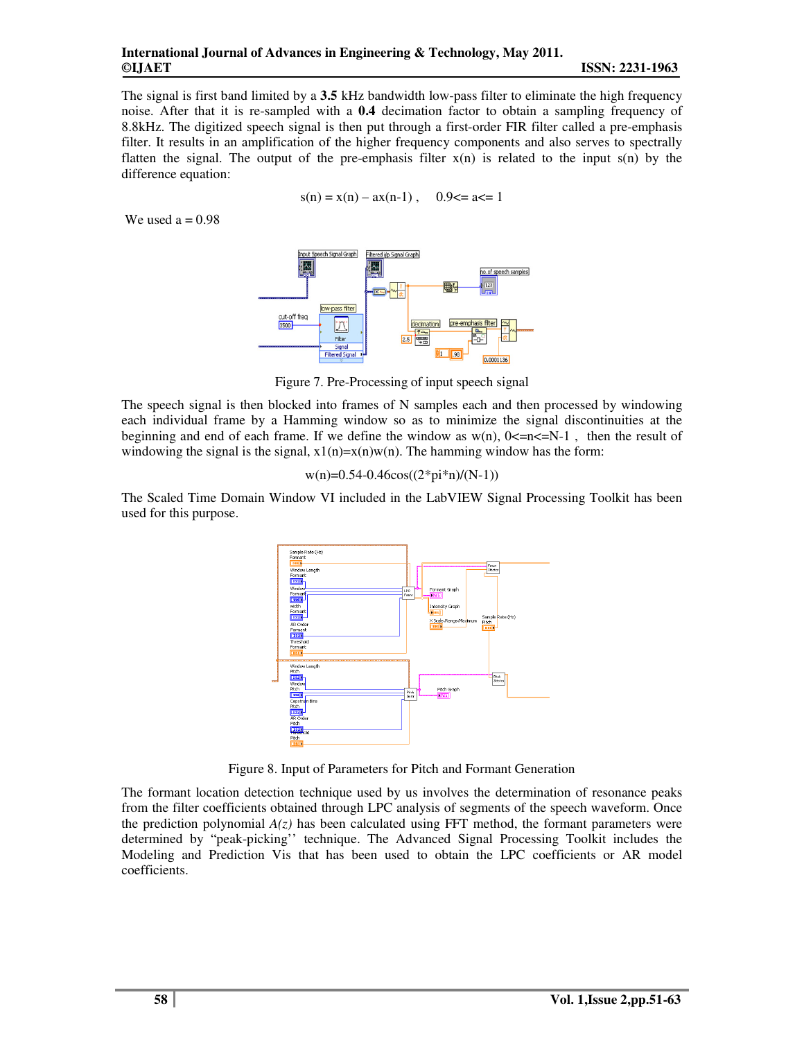The signal is first band limited by a **3.5** kHz bandwidth low-pass filter to eliminate the high frequency noise. After that it is re-sampled with a **0.4** decimation factor to obtain a sampling frequency of 8.8kHz. The digitized speech signal is then put through a first-order FIR filter called a pre-emphasis filter. It results in an amplification of the higher frequency components and also serves to spectrally flatten the signal. The output of the pre-emphasis filter x(n) is related to the input s(n) by the difference equation:

$$s(n) = x(n) – ax(n-1) , \quad 0.9<= a<= 1$$

We used a = 0.98

Figure 7. Pre-Processing of input speech signal

The speech signal is then blocked into frames of N samples each and then processed by windowing each individual frame by a Hamming window so as to minimize the signal discontinuities at the beginning and end of each frame. If we define the window as w(n), 0<=n<=N-1 , then the result of windowing the signal is the signal, x1(n)=x(n)w(n). The hamming window has the form:

$$w(n)=0.54-0.46\cos((2*pi*n)/(N-1))$$

The Scaled Time Domain Window VI included in the LabVIEW Signal Processing Toolkit has been used for this purpose.

Figure 8. Input of Parameters for Pitch and Formant Generation

The formant location detection technique used by us involves the determination of resonance peaks from the filter coefficients obtained through LPC analysis of segments of the speech waveform. Once the prediction polynomial *A(z)* has been calculated using FFT method, the formant parameters were determined by "peak-picking'' technique. The Advanced Signal Processing Toolkit includes the Modeling and Prediction Vis that has been used to obtain the LPC coefficients or AR model coefficients.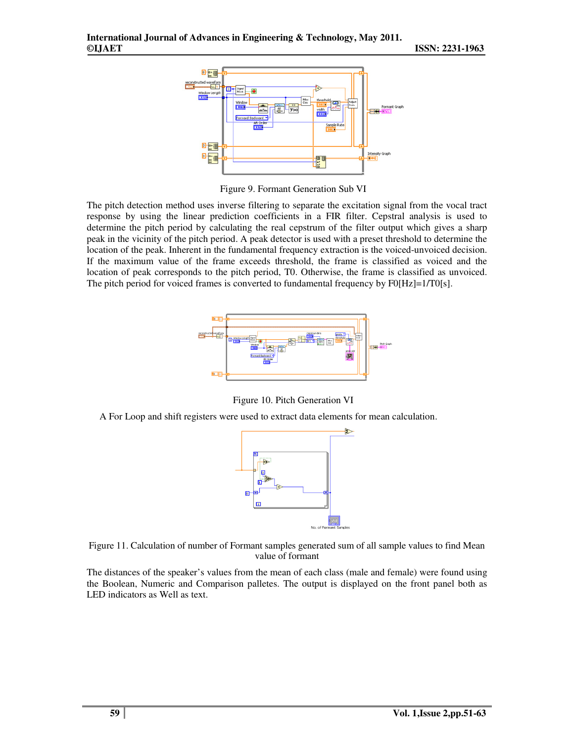Figure 9. Formant Generation Sub VI

The pitch detection method uses inverse filtering to separate the excitation signal from the vocal tract response by using the linear prediction coefficients in a FIR filter. Cepstral analysis is used to determine the pitch period by calculating the real cepstrum of the filter output which gives a sharp peak in the vicinity of the pitch period. A peak detector is used with a preset threshold to determine the location of the peak. Inherent in the fundamental frequency extraction is the voiced-unvoiced decision. If the maximum value of the frame exceeds threshold, the frame is classified as voiced and the location of peak corresponds to the pitch period, T0. Otherwise, the frame is classified as unvoiced. The pitch period for voiced frames is converted to fundamental frequency by F0[Hz]=1/T0[s].

Figure 10. Pitch Generation VI

A For Loop and shift registers were used to extract data elements for mean calculation.

Figure 11. Calculation of number of Formant samples generated sum of all sample values to find Mean value of formant

The distances of the speaker's values from the mean of each class (male and female) were found using the Boolean, Numeric and Comparison palletes. The output is displayed on the front panel both as LED indicators as Well as text.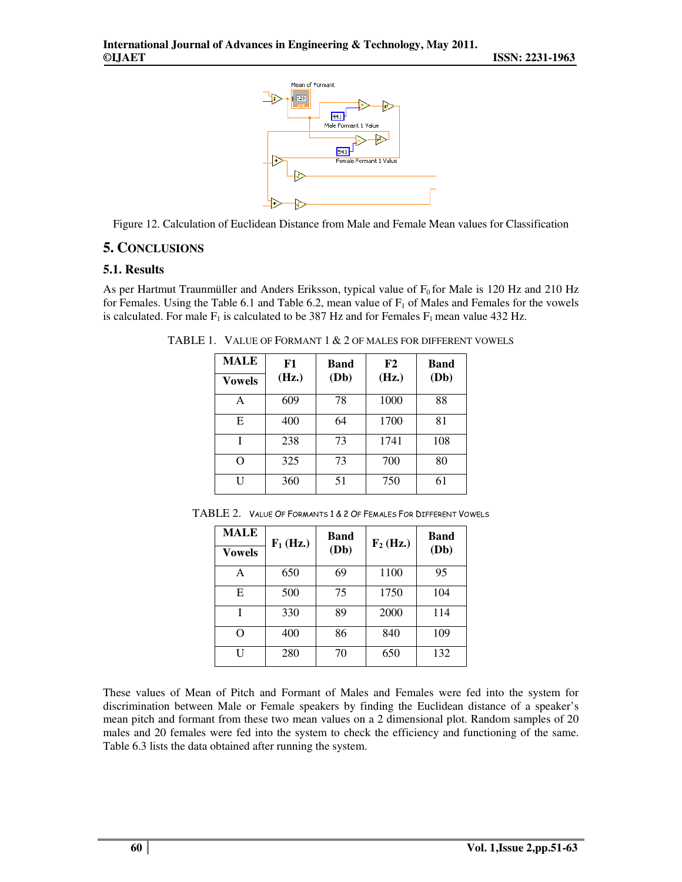Figure 12. Calculation of Euclidean Distance from Male and Female Mean values for Classification

## 5. CONCLUSIONS

### 5.1. Results

As per Hartmut Traunmüller and Anders Eriksson, typical value of $F_0$ for Male is 120 Hz and 210 Hz for Females. Using the Table 6.1 and Table 6.2, mean value of $F_1$ of Males and Females for the vowels is calculated. For male $F_1$ is calculated to be 387 Hz and for Females $F_1$ mean value 432 Hz.

TABLE 1. VALUE OF FORMANT 1 & 2 OF MALES FOR DIFFERENT VOWELS

| MALE Vowels | F1 (Hz.) | Band (Db) | F2 (Hz.) | Band (Db) |
|---|---|---|---|---|
| A | 609 | 78 | 1000 | 88 |
| E | 400 | 64 | 1700 | 81 |
| I | 238 | 73 | 1741 | 108 |
| O | 325 | 73 | 700 | 80 |
| U | 360 | 51 | 750 | 61 |

TABLE 2. VALUE OF FORMANTS 1 & 2 OF FEMALES FOR DIFFERENT VOWELS

| MALE Vowels | $F_1$ (Hz.) | Band (Db) | $F_2$ (Hz.) | Band (Db) |
|---|---|---|---|---|
| A | 650 | 69 | 1100 | 95 |
| E | 500 | 75 | 1750 | 104 |
| I | 330 | 89 | 2000 | 114 |
| O | 400 | 86 | 840 | 109 |
| U | 280 | 70 | 650 | 132 |

These values of Mean of Pitch and Formant of Males and Females were fed into the system for discrimination between Male or Female speakers by finding the Euclidean distance of a speaker's mean pitch and formant from these two mean values on a 2 dimensional plot. Random samples of 20 males and 20 females were fed into the system to check the efficiency and functioning of the same. Table 6.3 lists the data obtained after running the system.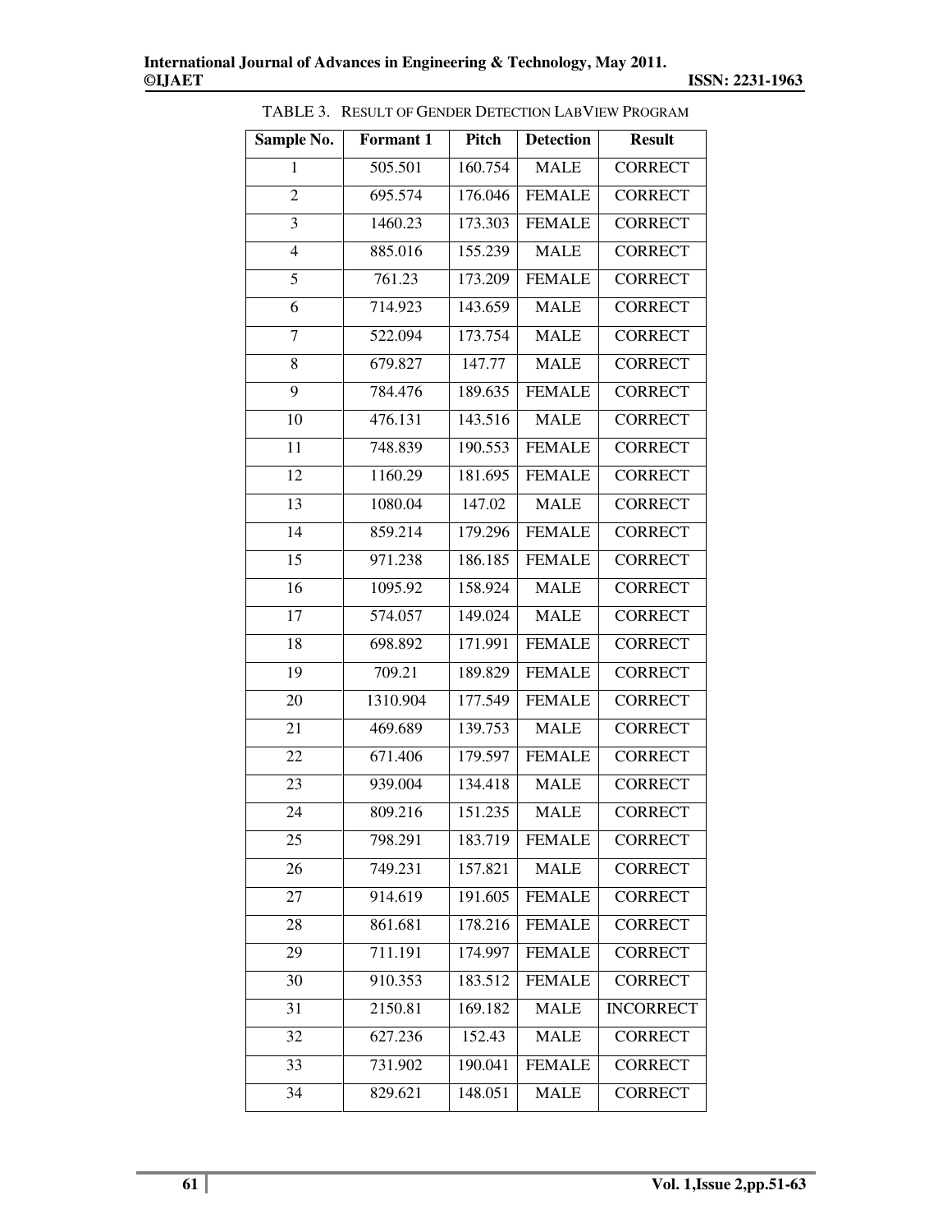TABLE 3. RESULT OF GENDER DETECTION LABVIEW PROGRAM

| Sample No. | Formant 1 | Pitch | Detection | Result |
|---|---|---|---|---|
| 1 | 505.501 | 160.754 | MALE | CORRECT |
| 2 | 695.574 | 176.046 | FEMALE | CORRECT |
| 3 | 1460.23 | 173.303 | FEMALE | CORRECT |
| 4 | 885.016 | 155.239 | MALE | CORRECT |
| 5 | 761.23 | 173.209 | FEMALE | CORRECT |
| 6 | 714.923 | 143.659 | MALE | CORRECT |
| 7 | 522.094 | 173.754 | MALE | CORRECT |
| 8 | 679.827 | 147.77 | MALE | CORRECT |
| 9 | 784.476 | 189.635 | FEMALE | CORRECT |
| 10 | 476.131 | 143.516 | MALE | CORRECT |
| 11 | 748.839 | 190.553 | FEMALE | CORRECT |
| 12 | 1160.29 | 181.695 | FEMALE | CORRECT |
| 13 | 1080.04 | 147.02 | MALE | CORRECT |
| 14 | 859.214 | 179.296 | FEMALE | CORRECT |
| 15 | 971.238 | 186.185 | FEMALE | CORRECT |
| 16 | 1095.92 | 158.924 | MALE | CORRECT |
| 17 | 574.057 | 149.024 | MALE | CORRECT |
| 18 | 698.892 | 171.991 | FEMALE | CORRECT |
| 19 | 709.21 | 189.829 | FEMALE | CORRECT |
| 20 | 1310.904 | 177.549 | FEMALE | CORRECT |
| 21 | 469.689 | 139.753 | MALE | CORRECT |
| 22 | 671.406 | 179.597 | FEMALE | CORRECT |
| 23 | 939.004 | 134.418 | MALE | CORRECT |
| 24 | 809.216 | 151.235 | MALE | CORRECT |
| 25 | 798.291 | 183.719 | FEMALE | CORRECT |
| 26 | 749.231 | 157.821 | MALE | CORRECT |
| 27 | 914.619 | 191.605 | FEMALE | CORRECT |
| 28 | 861.681 | 178.216 | FEMALE | CORRECT |
| 29 | 711.191 | 174.997 | FEMALE | CORRECT |
| 30 | 910.353 | 183.512 | FEMALE | CORRECT |
| 31 | 2150.81 | 169.182 | MALE | INCORRECT |
| 32 | 627.236 | 152.43 | MALE | CORRECT |
| 33 | 731.902 | 190.041 | FEMALE | CORRECT |
| 34 | 829.621 | 148.051 | MALE | CORRECT |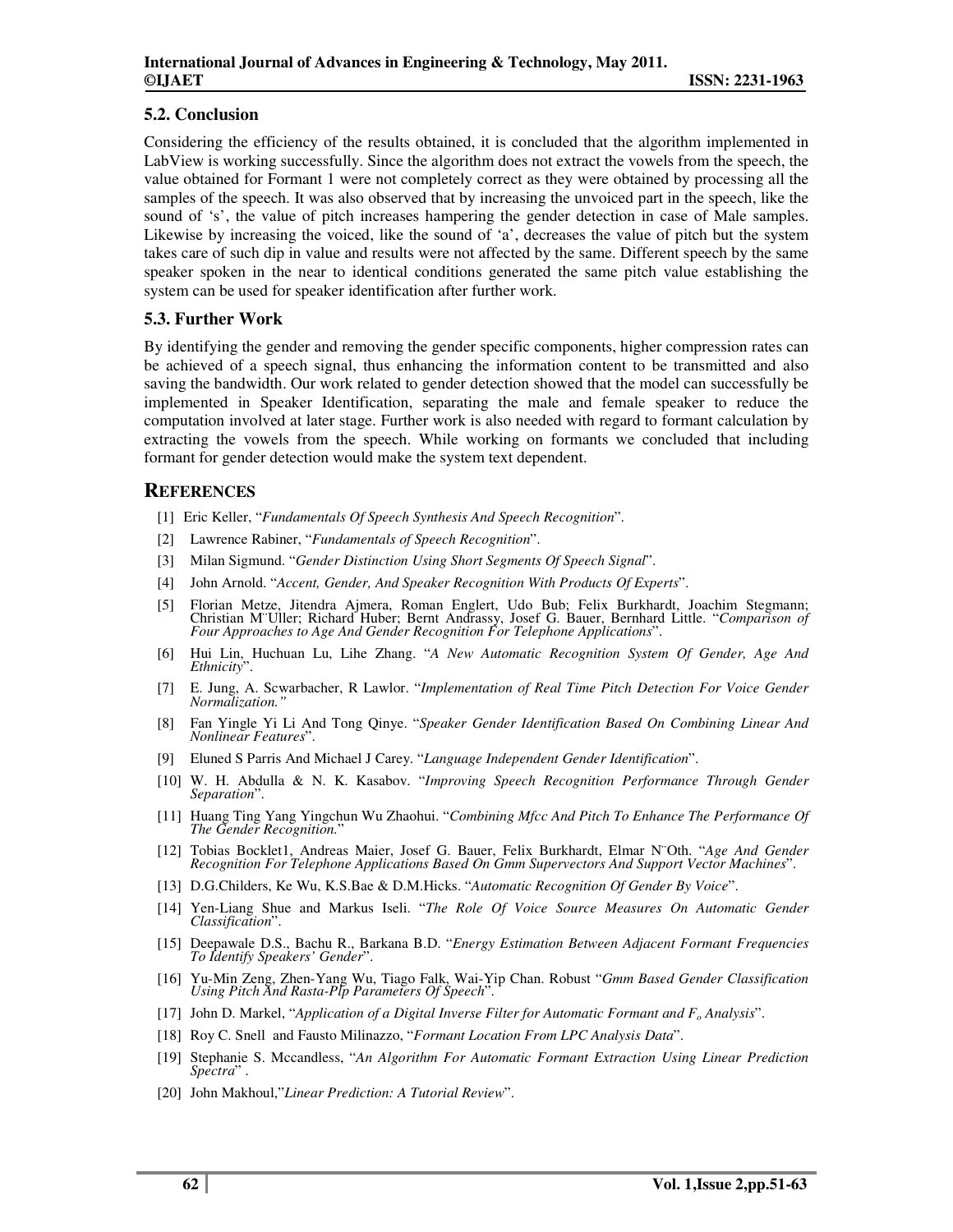### 5.2. Conclusion

Considering the efficiency of the results obtained, it is concluded that the algorithm implemented in LabView is working successfully. Since the algorithm does not extract the vowels from the speech, the value obtained for Formant 1 were not completely correct as they were obtained by processing all the samples of the speech. It was also observed that by increasing the unvoiced part in the speech, like the sound of 's', the value of pitch increases hampering the gender detection in case of Male samples. Likewise by increasing the voiced, like the sound of 'a', decreases the value of pitch but the system takes care of such dip in value and results were not affected by the same. Different speech by the same speaker spoken in the near to identical conditions generated the same pitch value establishing the system can be used for speaker identification after further work.

### 5.3. Further Work

By identifying the gender and removing the gender specific components, higher compression rates can be achieved of a speech signal, thus enhancing the information content to be transmitted and also saving the bandwidth. Our work related to gender detection showed that the model can successfully be implemented in Speaker Identification, separating the male and female speaker to reduce the computation involved at later stage. Further work is also needed with regard to formant calculation by extracting the vowels from the speech. While working on formants we concluded that including formant for gender detection would make the system text dependent.

## REFERENCES

[1] Eric Keller, "*Fundamentals Of Speech Synthesis And Speech Recognition*".

[2] Lawrence Rabiner, "*Fundamentals of Speech Recognition*".

[3] Milan Sigmund. "*Gender Distinction Using Short Segments Of Speech Signal*".

[4] John Arnold. "*Accent, Gender, And Speaker Recognition With Products Of Experts*".

[5] Florian Metze, Jitendra Ajmera, Roman Englert, Udo Bub; Felix Burkhardt, Joachim Stegmann; Christian M¨Uller; Richard Huber; Bernt Andrassy, Josef G. Bauer, Bernhard Little. "*Comparison of Four Approaches to Age And Gender Recognition For Telephone Applications*".

[6] Hui Lin, Huchuan Lu, Lihe Zhang. "*A New Automatic Recognition System Of Gender, Age And Ethnicity*".

[7] E. Jung, A. Scwarbacher, R Lawlor. "*Implementation of Real Time Pitch Detection For Voice Gender Normalization.*"

[8] Fan Yingle Yi Li And Tong Qinye. "*Speaker Gender Identification Based On Combining Linear And Nonlinear Features*".

[9] Eluned S Parris And Michael J Carey. "*Language Independent Gender Identification*".

[10] W. H. Abdulla & N. K. Kasabov. "*Improving Speech Recognition Performance Through Gender Separation*".

[11] Huang Ting Yang Yingchun Wu Zhaohui. "*Combining Mfcc And Pitch To Enhance The Performance Of The Gender Recognition.*"

[12] Tobias Bocklet1, Andreas Maier, Josef G. Bauer, Felix Burkhardt, Elmar N¨Oth. "*Age And Gender Recognition For Telephone Applications Based On Gmm Supervectors And Support Vector Machines*".

[13] D.G.Childers, Ke Wu, K.S.Bae & D.M.Hicks. "*Automatic Recognition Of Gender By Voice*".

[14] Yen-Liang Shue and Markus Iseli. "*The Role Of Voice Source Measures On Automatic Gender Classification*".

[15] Deepawale D.S., Bachu R., Barkana B.D. "*Energy Estimation Between Adjacent Formant Frequencies To Identify Speakers' Gender*".

[16] Yu-Min Zeng, Zhen-Yang Wu, Tiago Falk, Wai-Yip Chan. Robust "*Gmm Based Gender Classification Using Pitch And Rasta-Plp Parameters Of Speech*".

[17] John D. Markel, "*Application of a Digital Inverse Filter for Automatic Formant and $F_o$ Analysis*".

[18] Roy C. Snell and Fausto Milinazzo, "*Formant Location From LPC Analysis Data*".

[19] Stephanie S. Mccandless, "*An Algorithm For Automatic Formant Extraction Using Linear Prediction Spectra*" .

[20] John Makhoul,"*Linear Prediction: A Tutorial Review*".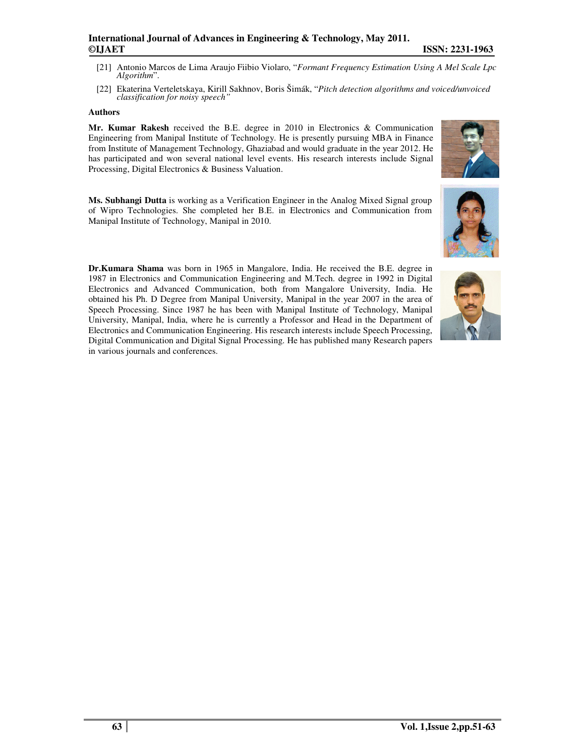[21] Antonio Marcos de Lima Araujo Fiibio Violaro, "*Formant Frequency Estimation Using A Mel Scale Lpc Algorithm*".

[22] Ekaterina Verteletskaya, Kirill Sakhnov, Boris Šimák, "*Pitch detection algorithms and voiced/unvoiced classification for noisy speech"*

**Authors**

**Mr. Kumar Rakesh** received the B.E. degree in 2010 in Electronics & Communication Engineering from Manipal Institute of Technology. He is presently pursuing MBA in Finance from Institute of Management Technology, Ghaziabad and would graduate in the year 2012. He has participated and won several national level events. His research interests include Signal Processing, Digital Electronics & Business Valuation.

**Ms. Subhangi Dutta** is working as a Verification Engineer in the Analog Mixed Signal group of Wipro Technologies. She completed her B.E. in Electronics and Communication from Manipal Institute of Technology, Manipal in 2010.

**Dr.Kumara Shama** was born in 1965 in Mangalore, India. He received the B.E. degree in 1987 in Electronics and Communication Engineering and M.Tech. degree in 1992 in Digital Electronics and Advanced Communication, both from Mangalore University, India. He obtained his Ph. D Degree from Manipal University, Manipal in the year 2007 in the area of Speech Processing. Since 1987 he has been with Manipal Institute of Technology, Manipal University, Manipal, India, where he is currently a Professor and Head in the Department of Electronics and Communication Engineering. His research interests include Speech Processing, Digital Communication and Digital Signal Processing. He has published many Research papers in various journals and conferences.